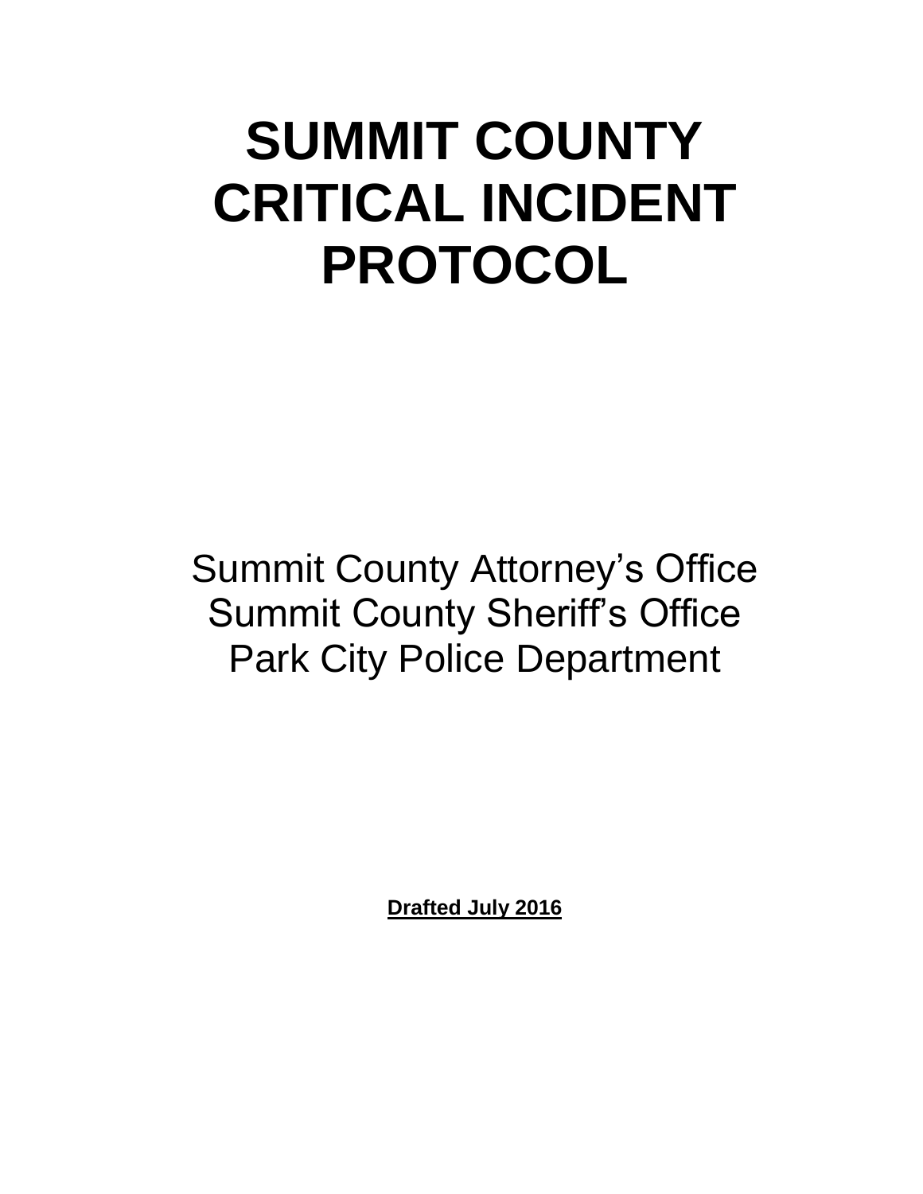# SUMMIT COUNTY CRITICAL INCIDENT PROTOCOL

Summit County Attorney's Office
Summit County Sheriff's Office
Park City Police Department

**Drafted July 2016**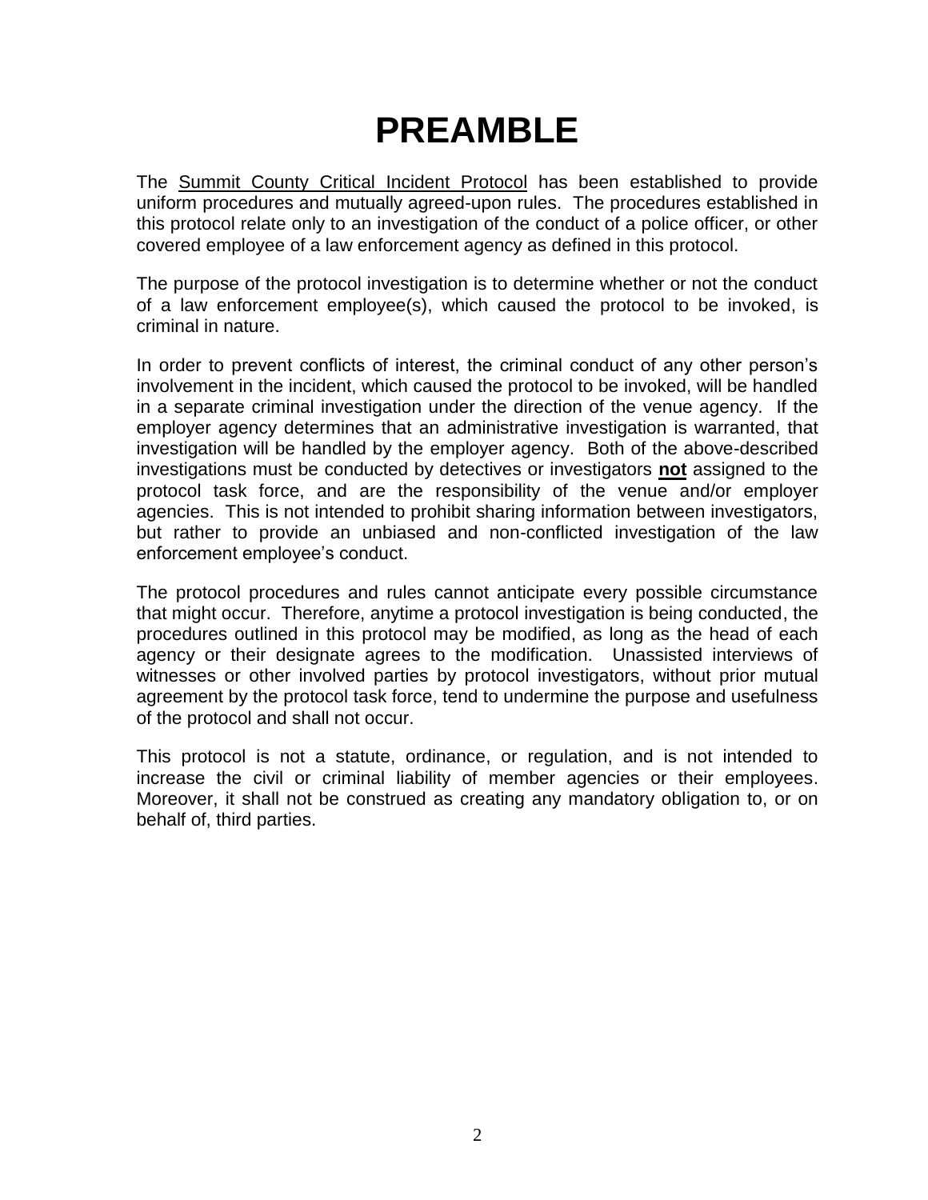# PREAMBLE

The Summit County Critical Incident Protocol has been established to provide uniform procedures and mutually agreed-upon rules. The procedures established in this protocol relate only to an investigation of the conduct of a police officer, or other covered employee of a law enforcement agency as defined in this protocol.

The purpose of the protocol investigation is to determine whether or not the conduct of a law enforcement employee(s), which caused the protocol to be invoked, is criminal in nature.

In order to prevent conflicts of interest, the criminal conduct of any other person's involvement in the incident, which caused the protocol to be invoked, will be handled in a separate criminal investigation under the direction of the venue agency. If the employer agency determines that an administrative investigation is warranted, that investigation will be handled by the employer agency. Both of the above-described investigations must be conducted by detectives or investigators **not** assigned to the protocol task force, and are the responsibility of the venue and/or employer agencies. This is not intended to prohibit sharing information between investigators, but rather to provide an unbiased and non-conflicted investigation of the law enforcement employee's conduct.

The protocol procedures and rules cannot anticipate every possible circumstance that might occur. Therefore, anytime a protocol investigation is being conducted, the procedures outlined in this protocol may be modified, as long as the head of each agency or their designate agrees to the modification. Unassisted interviews of witnesses or other involved parties by protocol investigators, without prior mutual agreement by the protocol task force, tend to undermine the purpose and usefulness of the protocol and shall not occur.

This protocol is not a statute, ordinance, or regulation, and is not intended to increase the civil or criminal liability of member agencies or their employees. Moreover, it shall not be construed as creating any mandatory obligation to, or on behalf of, third parties.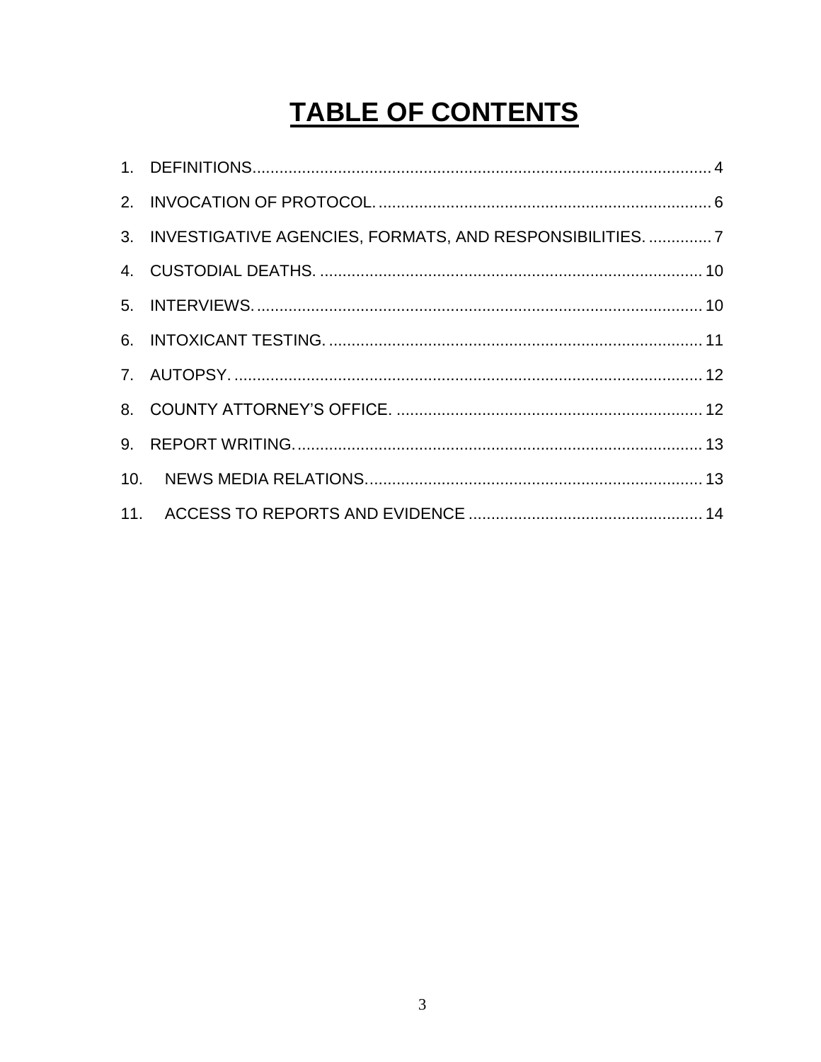# TABLE OF CONTENTS

1. DEFINITIONS....................................................................................................... 4
2. INVOCATION OF PROTOCOL. ......................................................................... 6
3. INVESTIGATIVE AGENCIES, FORMATS, AND RESPONSIBILITIES. .............. 7
4. CUSTODIAL DEATHS. .................................................................................... 10
5. INTERVIEWS. .................................................................................................. 10
6. INTOXICANT TESTING. .................................................................................. 11
7. AUTOPSY. ....................................................................................................... 12
8. COUNTY ATTORNEY'S OFFICE. ................................................................... 12
9. REPORT WRITING. .......................................................................................... 13
10. NEWS MEDIA RELATIONS. .......................................................................... 13
11. ACCESS TO REPORTS AND EVIDENCE ................................................... 14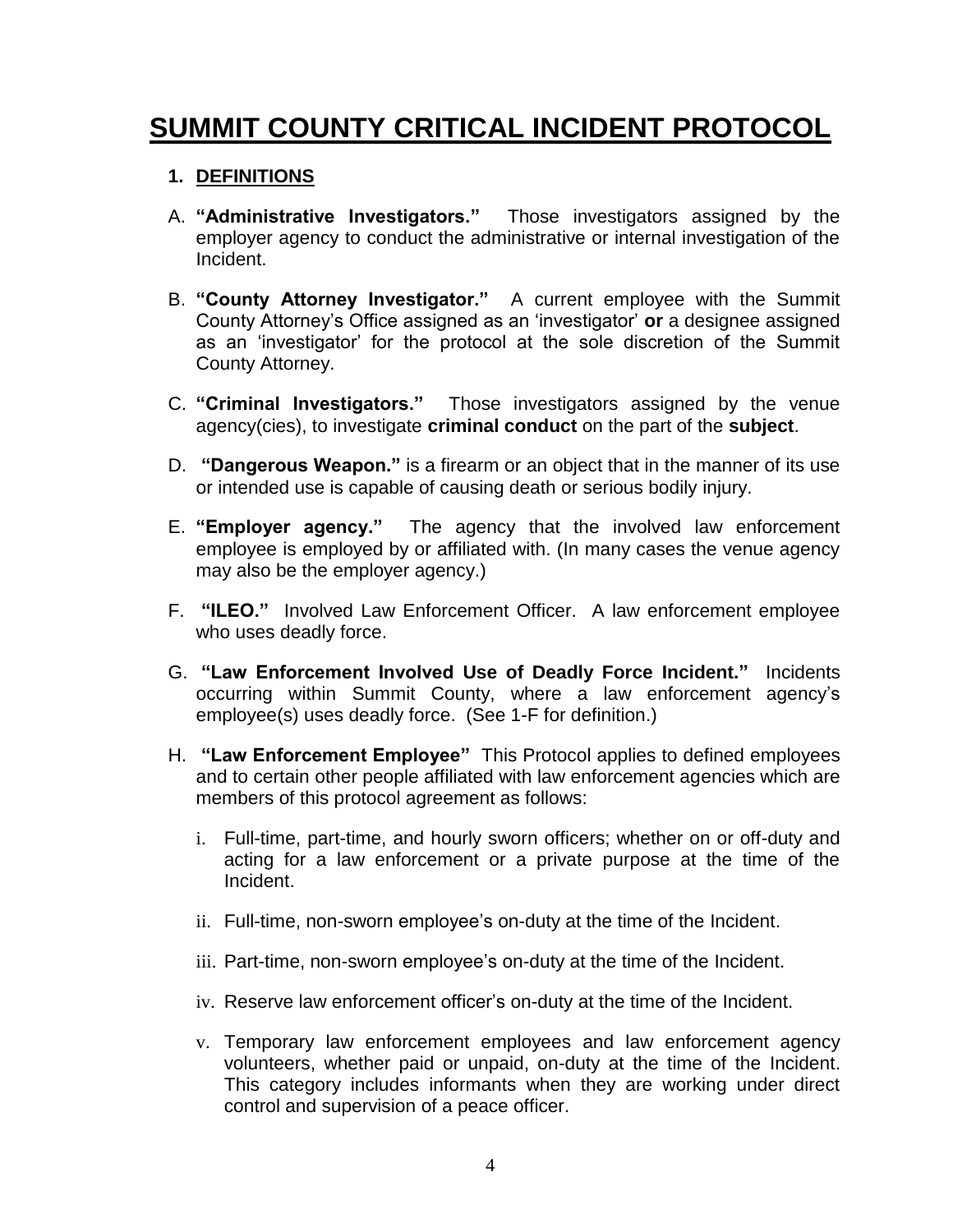# SUMMIT COUNTY CRITICAL INCIDENT PROTOCOL

## 1. DEFINITIONS

A. **"Administrative Investigators."** Those investigators assigned by the employer agency to conduct the administrative or internal investigation of the Incident.

B. **"County Attorney Investigator."** A current employee with the Summit County Attorney's Office assigned as an 'investigator' **or** a designee assigned as an 'investigator' for the protocol at the sole discretion of the Summit County Attorney.

C. **"Criminal Investigators."** Those investigators assigned by the venue agency(cies), to investigate **criminal conduct** on the part of the **subject**.

D. **"Dangerous Weapon."** is a firearm or an object that in the manner of its use or intended use is capable of causing death or serious bodily injury.

E. **"Employer agency."** The agency that the involved law enforcement employee is employed by or affiliated with. (In many cases the venue agency may also be the employer agency.)

F. **"ILEO."** Involved Law Enforcement Officer. A law enforcement employee who uses deadly force.

G. **"Law Enforcement Involved Use of Deadly Force Incident."** Incidents occurring within Summit County, where a law enforcement agency's employee(s) uses deadly force. (See 1-F for definition.)

H. **"Law Enforcement Employee"** This Protocol applies to defined employees and to certain other people affiliated with law enforcement agencies which are members of this protocol agreement as follows:

   i. Full-time, part-time, and hourly sworn officers; whether on or off-duty and acting for a law enforcement or a private purpose at the time of the Incident.

   ii. Full-time, non-sworn employee's on-duty at the time of the Incident.

   iii. Part-time, non-sworn employee's on-duty at the time of the Incident.

   iv. Reserve law enforcement officer's on-duty at the time of the Incident.

   v. Temporary law enforcement employees and law enforcement agency volunteers, whether paid or unpaid, on-duty at the time of the Incident. This category includes informants when they are working under direct control and supervision of a peace officer.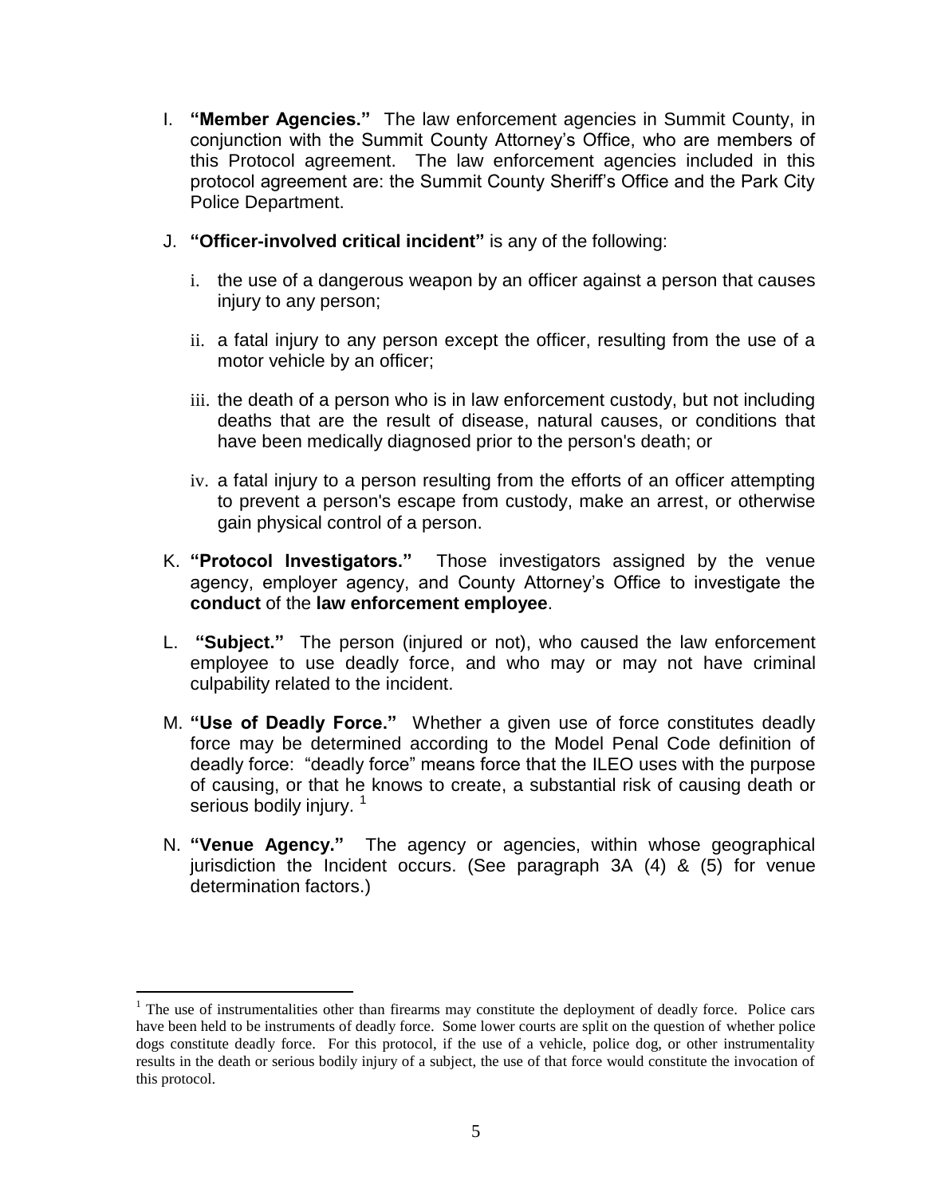I. **"Member Agencies."** The law enforcement agencies in Summit County, in conjunction with the Summit County Attorney's Office, who are members of this Protocol agreement. The law enforcement agencies included in this protocol agreement are: the Summit County Sheriff's Office and the Park City Police Department.

J. **"Officer-involved critical incident"** is any of the following:

   i. the use of a dangerous weapon by an officer against a person that causes injury to any person;

   ii. a fatal injury to any person except the officer, resulting from the use of a motor vehicle by an officer;

   iii. the death of a person who is in law enforcement custody, but not including deaths that are the result of disease, natural causes, or conditions that have been medically diagnosed prior to the person's death; or

   iv. a fatal injury to a person resulting from the efforts of an officer attempting to prevent a person's escape from custody, make an arrest, or otherwise gain physical control of a person.

K. **"Protocol Investigators."** Those investigators assigned by the venue agency, employer agency, and County Attorney's Office to investigate the **conduct** of the **law enforcement employee**.

L. **"Subject."** The person (injured or not), who caused the law enforcement employee to use deadly force, and who may or may not have criminal culpability related to the incident.

M. **"Use of Deadly Force."** Whether a given use of force constitutes deadly force may be determined according to the Model Penal Code definition of deadly force: "deadly force" means force that the ILEO uses with the purpose of causing, or that he knows to create, a substantial risk of causing death or serious bodily injury. [1]

N. **"Venue Agency."** The agency or agencies, within whose geographical jurisdiction the Incident occurs. (See paragraph 3A (4) & (5) for venue determination factors.)

---

[1] The use of instrumentalities other than firearms may constitute the deployment of deadly force. Police cars have been held to be instruments of deadly force. Some lower courts are split on the question of whether police dogs constitute deadly force. For this protocol, if the use of a vehicle, police dog, or other instrumentality results in the death or serious bodily injury of a subject, the use of that force would constitute the invocation of this protocol.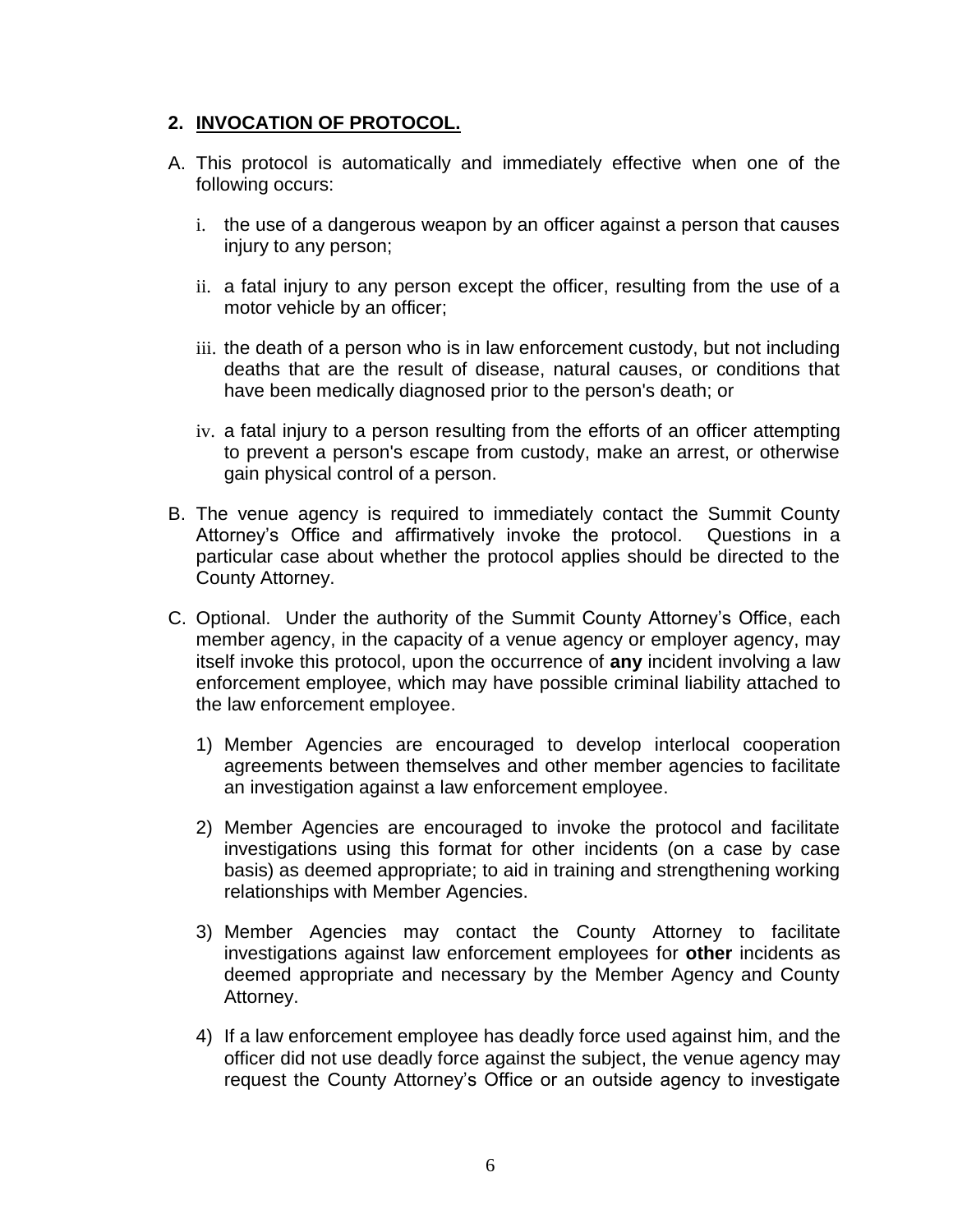## 2. INVOCATION OF PROTOCOL.

A. This protocol is automatically and immediately effective when one of the following occurs:

   i. the use of a dangerous weapon by an officer against a person that causes injury to any person;

   ii. a fatal injury to any person except the officer, resulting from the use of a motor vehicle by an officer;

   iii. the death of a person who is in law enforcement custody, but not including deaths that are the result of disease, natural causes, or conditions that have been medically diagnosed prior to the person's death; or

   iv. a fatal injury to a person resulting from the efforts of an officer attempting to prevent a person's escape from custody, make an arrest, or otherwise gain physical control of a person.

B. The venue agency is required to immediately contact the Summit County Attorney's Office and affirmatively invoke the protocol. Questions in a particular case about whether the protocol applies should be directed to the County Attorney.

C. Optional. Under the authority of the Summit County Attorney's Office, each member agency, in the capacity of a venue agency or employer agency, may itself invoke this protocol, upon the occurrence of **any** incident involving a law enforcement employee, which may have possible criminal liability attached to the law enforcement employee.

   1) Member Agencies are encouraged to develop interlocal cooperation agreements between themselves and other member agencies to facilitate an investigation against a law enforcement employee.

   2) Member Agencies are encouraged to invoke the protocol and facilitate investigations using this format for other incidents (on a case by case basis) as deemed appropriate; to aid in training and strengthening working relationships with Member Agencies.

   3) Member Agencies may contact the County Attorney to facilitate investigations against law enforcement employees for **other** incidents as deemed appropriate and necessary by the Member Agency and County Attorney.

   4) If a law enforcement employee has deadly force used against him, and the officer did not use deadly force against the subject, the venue agency may request the County Attorney's Office or an outside agency to investigate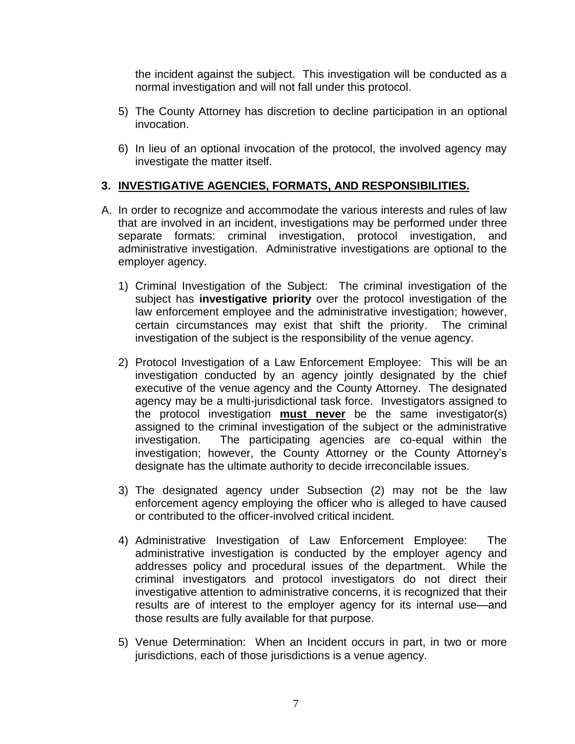the incident against the subject. This investigation will be conducted as a normal investigation and will not fall under this protocol.

5) The County Attorney has discretion to decline participation in an optional invocation.

6) In lieu of an optional invocation of the protocol, the involved agency may investigate the matter itself.

## 3. INVESTIGATIVE AGENCIES, FORMATS, AND RESPONSIBILITIES.

A. In order to recognize and accommodate the various interests and rules of law that are involved in an incident, investigations may be performed under three separate formats: criminal investigation, protocol investigation, and administrative investigation. Administrative investigations are optional to the employer agency.

1) Criminal Investigation of the Subject: The criminal investigation of the subject has **investigative priority** over the protocol investigation of the law enforcement employee and the administrative investigation; however, certain circumstances may exist that shift the priority. The criminal investigation of the subject is the responsibility of the venue agency.

2) Protocol Investigation of a Law Enforcement Employee: This will be an investigation conducted by an agency jointly designated by the chief executive of the venue agency and the County Attorney. The designated agency may be a multi-jurisdictional task force. Investigators assigned to the protocol investigation **must never** be the same investigator(s) assigned to the criminal investigation of the subject or the administrative investigation. The participating agencies are co-equal within the investigation; however, the County Attorney or the County Attorney's designate has the ultimate authority to decide irreconcilable issues.

3) The designated agency under Subsection (2) may not be the law enforcement agency employing the officer who is alleged to have caused or contributed to the officer-involved critical incident.

4) Administrative Investigation of Law Enforcement Employee: The administrative investigation is conducted by the employer agency and addresses policy and procedural issues of the department. While the criminal investigators and protocol investigators do not direct their investigative attention to administrative concerns, it is recognized that their results are of interest to the employer agency for its internal use—and those results are fully available for that purpose.

5) Venue Determination: When an Incident occurs in part, in two or more jurisdictions, each of those jurisdictions is a venue agency.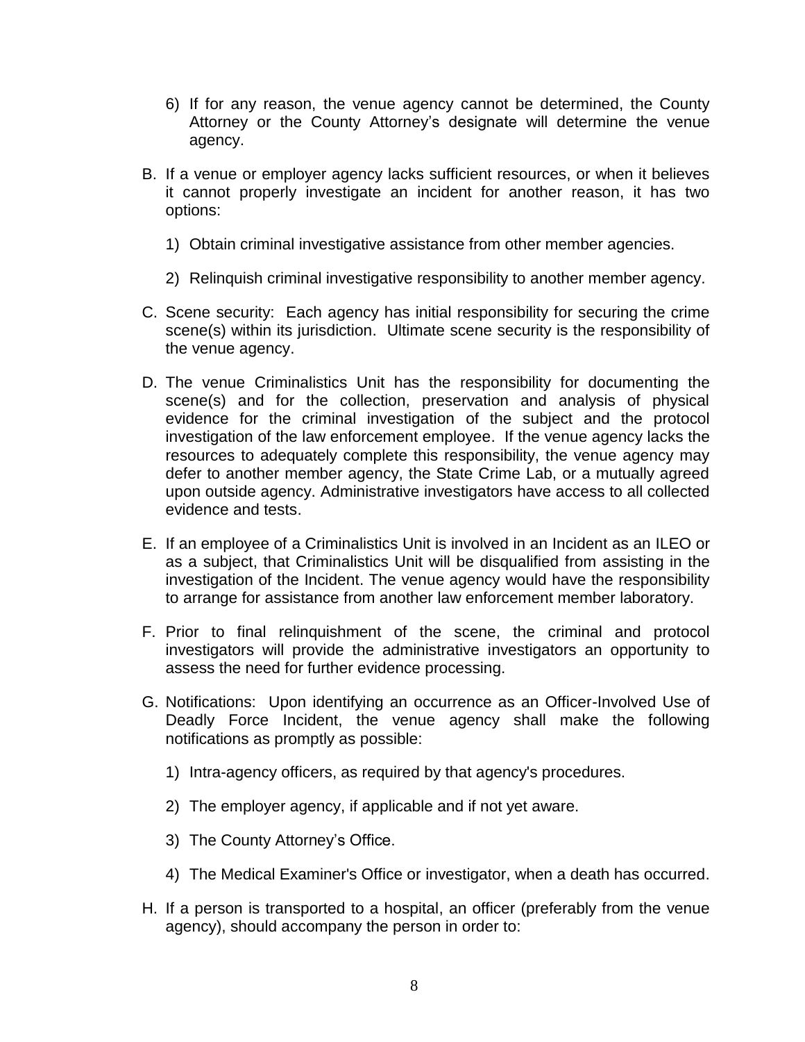6) If for any reason, the venue agency cannot be determined, the County Attorney or the County Attorney's designate will determine the venue agency.

B. If a venue or employer agency lacks sufficient resources, or when it believes it cannot properly investigate an incident for another reason, it has two options:

   1) Obtain criminal investigative assistance from other member agencies.

   2) Relinquish criminal investigative responsibility to another member agency.

C. Scene security: Each agency has initial responsibility for securing the crime scene(s) within its jurisdiction. Ultimate scene security is the responsibility of the venue agency.

D. The venue Criminalistics Unit has the responsibility for documenting the scene(s) and for the collection, preservation and analysis of physical evidence for the criminal investigation of the subject and the protocol investigation of the law enforcement employee. If the venue agency lacks the resources to adequately complete this responsibility, the venue agency may defer to another member agency, the State Crime Lab, or a mutually agreed upon outside agency. Administrative investigators have access to all collected evidence and tests.

E. If an employee of a Criminalistics Unit is involved in an Incident as an ILEO or as a subject, that Criminalistics Unit will be disqualified from assisting in the investigation of the Incident. The venue agency would have the responsibility to arrange for assistance from another law enforcement member laboratory.

F. Prior to final relinquishment of the scene, the criminal and protocol investigators will provide the administrative investigators an opportunity to assess the need for further evidence processing.

G. Notifications: Upon identifying an occurrence as an Officer-Involved Use of Deadly Force Incident, the venue agency shall make the following notifications as promptly as possible:

   1) Intra-agency officers, as required by that agency's procedures.

   2) The employer agency, if applicable and if not yet aware.

   3) The County Attorney's Office.

   4) The Medical Examiner's Office or investigator, when a death has occurred.

H. If a person is transported to a hospital, an officer (preferably from the venue agency), should accompany the person in order to: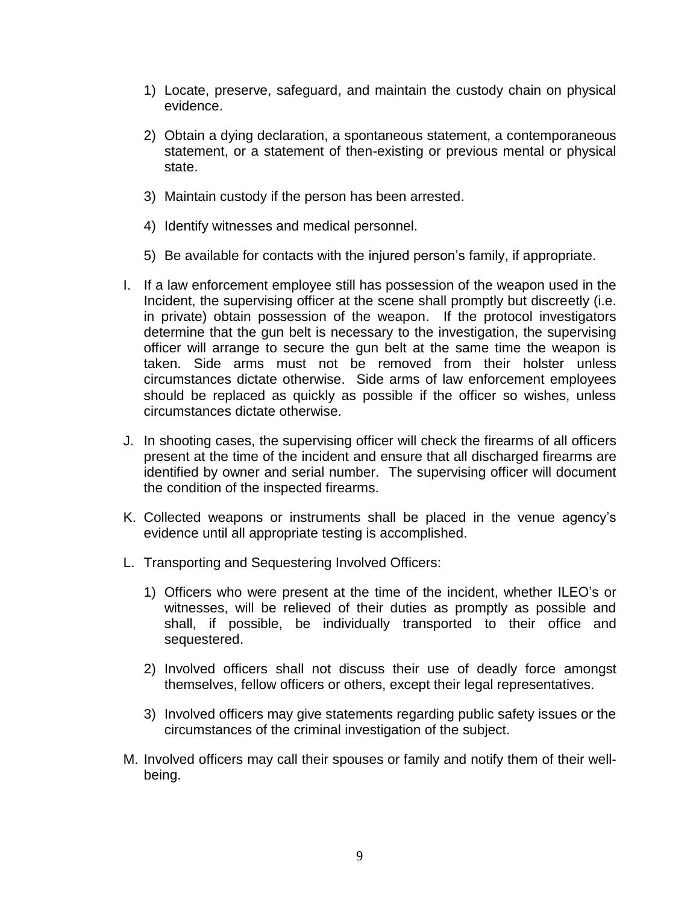1) Locate, preserve, safeguard, and maintain the custody chain on physical evidence.

2) Obtain a dying declaration, a spontaneous statement, a contemporaneous statement, or a statement of then-existing or previous mental or physical state.

3) Maintain custody if the person has been arrested.

4) Identify witnesses and medical personnel.

5) Be available for contacts with the injured person's family, if appropriate.

I. If a law enforcement employee still has possession of the weapon used in the Incident, the supervising officer at the scene shall promptly but discreetly (i.e. in private) obtain possession of the weapon. If the protocol investigators determine that the gun belt is necessary to the investigation, the supervising officer will arrange to secure the gun belt at the same time the weapon is taken. Side arms must not be removed from their holster unless circumstances dictate otherwise. Side arms of law enforcement employees should be replaced as quickly as possible if the officer so wishes, unless circumstances dictate otherwise.

J. In shooting cases, the supervising officer will check the firearms of all officers present at the time of the incident and ensure that all discharged firearms are identified by owner and serial number. The supervising officer will document the condition of the inspected firearms.

K. Collected weapons or instruments shall be placed in the venue agency's evidence until all appropriate testing is accomplished.

L. Transporting and Sequestering Involved Officers:

1) Officers who were present at the time of the incident, whether ILEO's or witnesses, will be relieved of their duties as promptly as possible and shall, if possible, be individually transported to their office and sequestered.

2) Involved officers shall not discuss their use of deadly force amongst themselves, fellow officers or others, except their legal representatives.

3) Involved officers may give statements regarding public safety issues or the circumstances of the criminal investigation of the subject.

M. Involved officers may call their spouses or family and notify them of their well-being.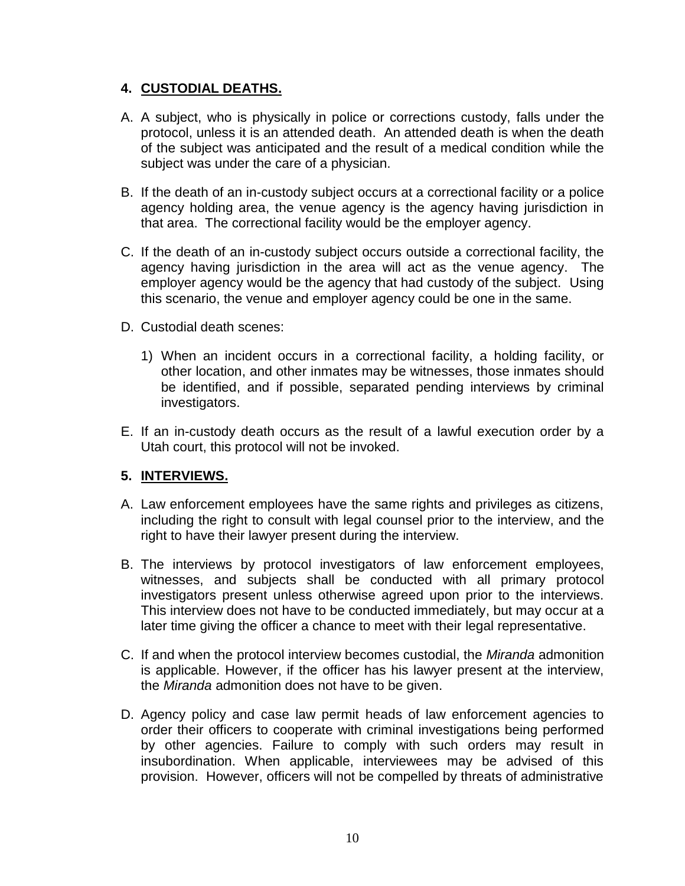## 4. CUSTODIAL DEATHS.

A. A subject, who is physically in police or corrections custody, falls under the protocol, unless it is an attended death. An attended death is when the death of the subject was anticipated and the result of a medical condition while the subject was under the care of a physician.

B. If the death of an in-custody subject occurs at a correctional facility or a police agency holding area, the venue agency is the agency having jurisdiction in that area. The correctional facility would be the employer agency.

C. If the death of an in-custody subject occurs outside a correctional facility, the agency having jurisdiction in the area will act as the venue agency. The employer agency would be the agency that had custody of the subject. Using this scenario, the venue and employer agency could be one in the same.

D. Custodial death scenes:

   1) When an incident occurs in a correctional facility, a holding facility, or other location, and other inmates may be witnesses, those inmates should be identified, and if possible, separated pending interviews by criminal investigators.

E. If an in-custody death occurs as the result of a lawful execution order by a Utah court, this protocol will not be invoked.

## 5. INTERVIEWS.

A. Law enforcement employees have the same rights and privileges as citizens, including the right to consult with legal counsel prior to the interview, and the right to have their lawyer present during the interview.

B. The interviews by protocol investigators of law enforcement employees, witnesses, and subjects shall be conducted with all primary protocol investigators present unless otherwise agreed upon prior to the interviews. This interview does not have to be conducted immediately, but may occur at a later time giving the officer a chance to meet with their legal representative.

C. If and when the protocol interview becomes custodial, the *Miranda* admonition is applicable. However, if the officer has his lawyer present at the interview, the *Miranda* admonition does not have to be given.

D. Agency policy and case law permit heads of law enforcement agencies to order their officers to cooperate with criminal investigations being performed by other agencies. Failure to comply with such orders may result in insubordination. When applicable, interviewees may be advised of this provision. However, officers will not be compelled by threats of administrative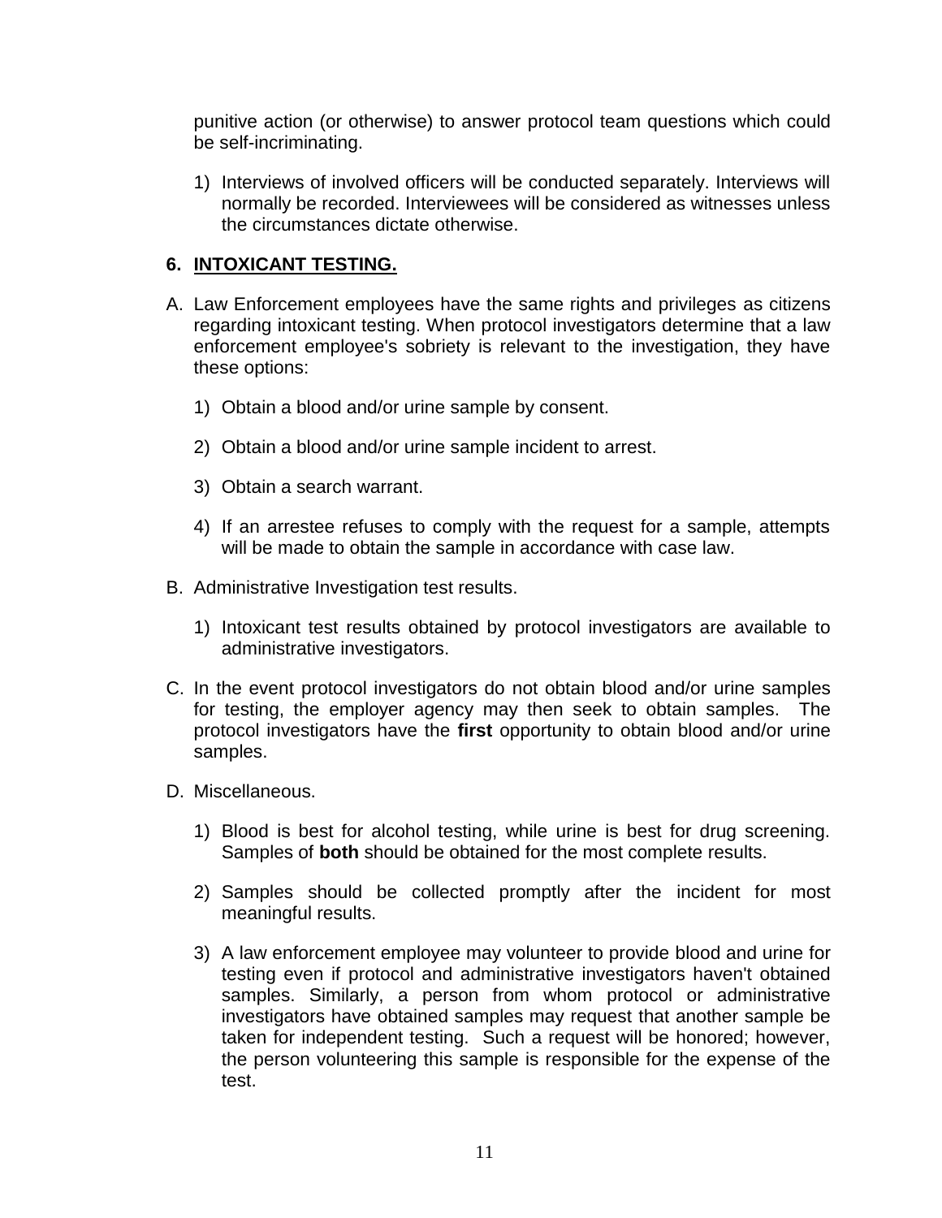punitive action (or otherwise) to answer protocol team questions which could be self-incriminating.

1) Interviews of involved officers will be conducted separately. Interviews will normally be recorded. Interviewees will be considered as witnesses unless the circumstances dictate otherwise.

## 6. INTOXICANT TESTING.

A. Law Enforcement employees have the same rights and privileges as citizens regarding intoxicant testing. When protocol investigators determine that a law enforcement employee's sobriety is relevant to the investigation, they have these options:

   1) Obtain a blood and/or urine sample by consent.

   2) Obtain a blood and/or urine sample incident to arrest.

   3) Obtain a search warrant.

   4) If an arrestee refuses to comply with the request for a sample, attempts will be made to obtain the sample in accordance with case law.

B. Administrative Investigation test results.

   1) Intoxicant test results obtained by protocol investigators are available to administrative investigators.

C. In the event protocol investigators do not obtain blood and/or urine samples for testing, the employer agency may then seek to obtain samples. The protocol investigators have the **first** opportunity to obtain blood and/or urine samples.

D. Miscellaneous.

   1) Blood is best for alcohol testing, while urine is best for drug screening. Samples of **both** should be obtained for the most complete results.

   2) Samples should be collected promptly after the incident for most meaningful results.

   3) A law enforcement employee may volunteer to provide blood and urine for testing even if protocol and administrative investigators haven't obtained samples. Similarly, a person from whom protocol or administrative investigators have obtained samples may request that another sample be taken for independent testing. Such a request will be honored; however, the person volunteering this sample is responsible for the expense of the test.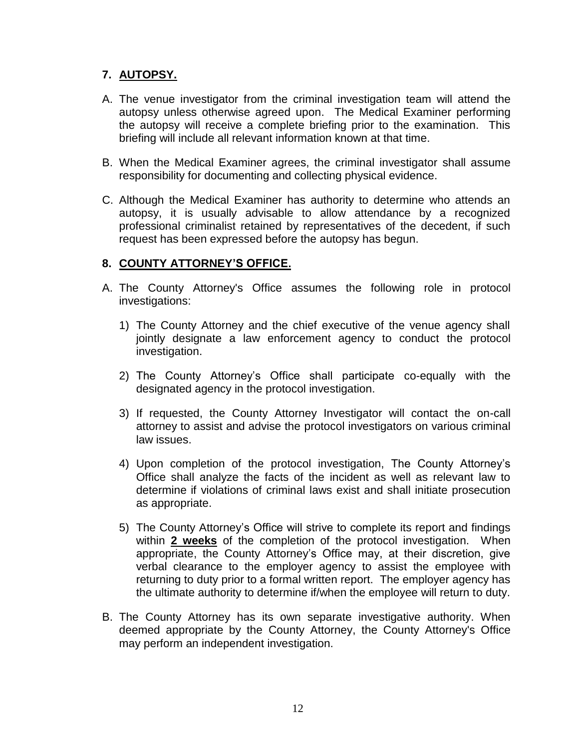## 7. AUTOPSY.

A. The venue investigator from the criminal investigation team will attend the autopsy unless otherwise agreed upon. The Medical Examiner performing the autopsy will receive a complete briefing prior to the examination. This briefing will include all relevant information known at that time.

B. When the Medical Examiner agrees, the criminal investigator shall assume responsibility for documenting and collecting physical evidence.

C. Although the Medical Examiner has authority to determine who attends an autopsy, it is usually advisable to allow attendance by a recognized professional criminalist retained by representatives of the decedent, if such request has been expressed before the autopsy has begun.

## 8. COUNTY ATTORNEY'S OFFICE.

A. The County Attorney's Office assumes the following role in protocol investigations:

   1) The County Attorney and the chief executive of the venue agency shall jointly designate a law enforcement agency to conduct the protocol investigation.

   2) The County Attorney's Office shall participate co-equally with the designated agency in the protocol investigation.

   3) If requested, the County Attorney Investigator will contact the on-call attorney to assist and advise the protocol investigators on various criminal law issues.

   4) Upon completion of the protocol investigation, The County Attorney's Office shall analyze the facts of the incident as well as relevant law to determine if violations of criminal laws exist and shall initiate prosecution as appropriate.

   5) The County Attorney's Office will strive to complete its report and findings within **2 weeks** of the completion of the protocol investigation. When appropriate, the County Attorney's Office may, at their discretion, give verbal clearance to the employer agency to assist the employee with returning to duty prior to a formal written report. The employer agency has the ultimate authority to determine if/when the employee will return to duty.

B. The County Attorney has its own separate investigative authority. When deemed appropriate by the County Attorney, the County Attorney's Office may perform an independent investigation.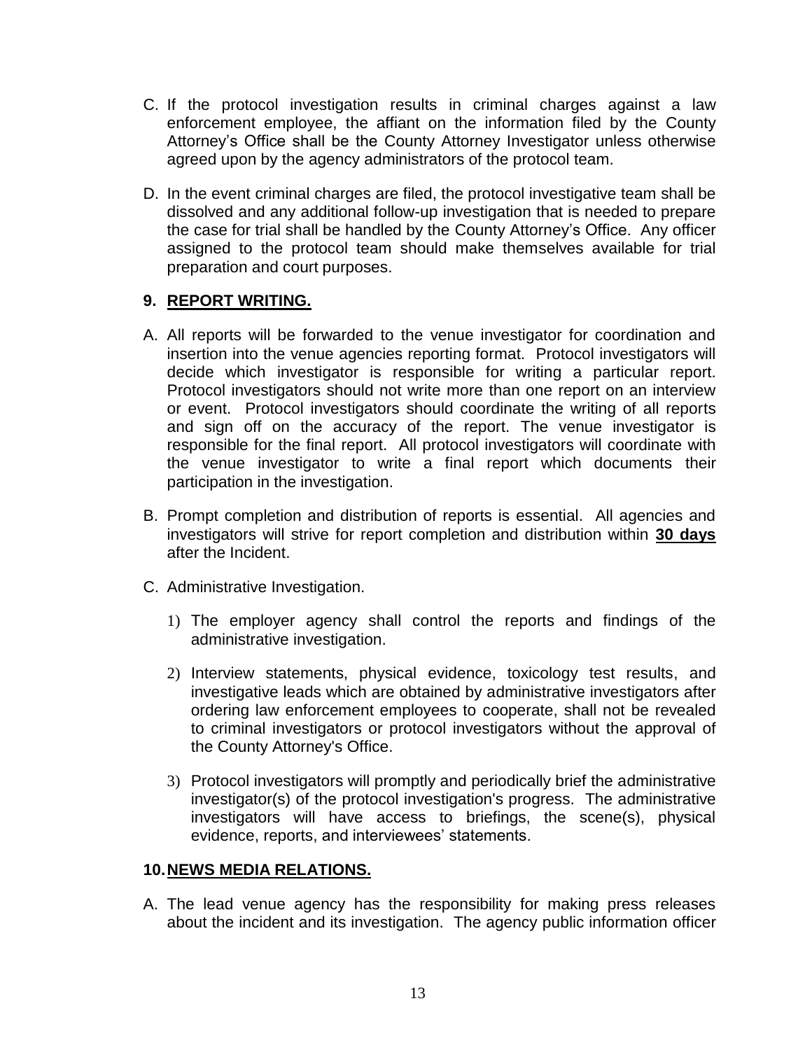C. If the protocol investigation results in criminal charges against a law enforcement employee, the affiant on the information filed by the County Attorney's Office shall be the County Attorney Investigator unless otherwise agreed upon by the agency administrators of the protocol team.

D. In the event criminal charges are filed, the protocol investigative team shall be dissolved and any additional follow-up investigation that is needed to prepare the case for trial shall be handled by the County Attorney's Office. Any officer assigned to the protocol team should make themselves available for trial preparation and court purposes.

## 9. REPORT WRITING.

A. All reports will be forwarded to the venue investigator for coordination and insertion into the venue agencies reporting format. Protocol investigators will decide which investigator is responsible for writing a particular report. Protocol investigators should not write more than one report on an interview or event. Protocol investigators should coordinate the writing of all reports and sign off on the accuracy of the report. The venue investigator is responsible for the final report. All protocol investigators will coordinate with the venue investigator to write a final report which documents their participation in the investigation.

B. Prompt completion and distribution of reports is essential. All agencies and investigators will strive for report completion and distribution within **30 days** after the Incident.

C. Administrative Investigation.

1) The employer agency shall control the reports and findings of the administrative investigation.

2) Interview statements, physical evidence, toxicology test results, and investigative leads which are obtained by administrative investigators after ordering law enforcement employees to cooperate, shall not be revealed to criminal investigators or protocol investigators without the approval of the County Attorney's Office.

3) Protocol investigators will promptly and periodically brief the administrative investigator(s) of the protocol investigation's progress. The administrative investigators will have access to briefings, the scene(s), physical evidence, reports, and interviewees' statements.

## 10. NEWS MEDIA RELATIONS.

A. The lead venue agency has the responsibility for making press releases about the incident and its investigation. The agency public information officer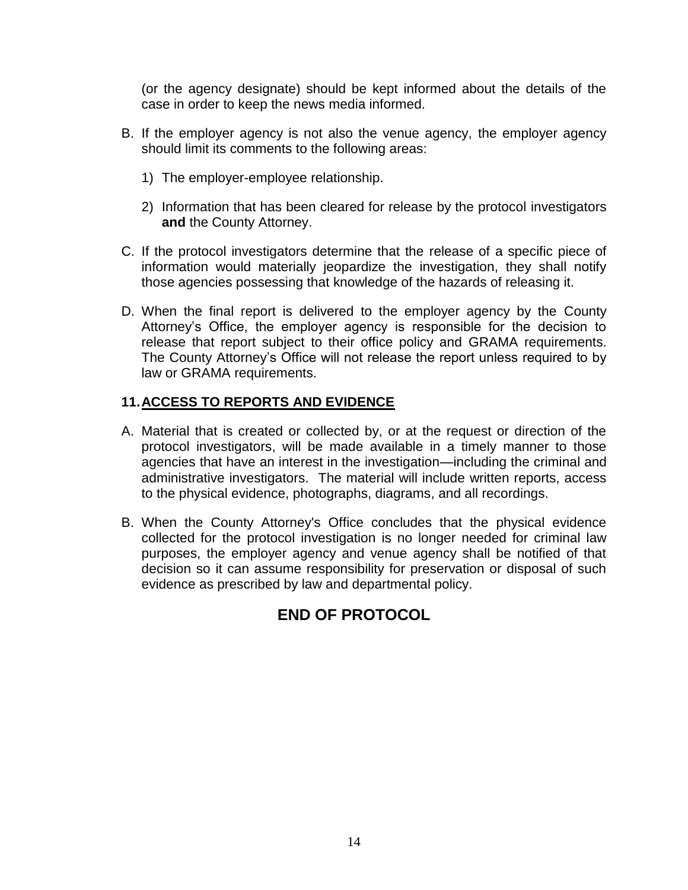(or the agency designate) should be kept informed about the details of the case in order to keep the news media informed.

B. If the employer agency is not also the venue agency, the employer agency should limit its comments to the following areas:

   1) The employer-employee relationship.

   2) Information that has been cleared for release by the protocol investigators **and** the County Attorney.

C. If the protocol investigators determine that the release of a specific piece of information would materially jeopardize the investigation, they shall notify those agencies possessing that knowledge of the hazards of releasing it.

D. When the final report is delivered to the employer agency by the County Attorney's Office, the employer agency is responsible for the decision to release that report subject to their office policy and GRAMA requirements. The County Attorney's Office will not release the report unless required to by law or GRAMA requirements.

## 11. ACCESS TO REPORTS AND EVIDENCE

A. Material that is created or collected by, or at the request or direction of the protocol investigators, will be made available in a timely manner to those agencies that have an interest in the investigation—including the criminal and administrative investigators. The material will include written reports, access to the physical evidence, photographs, diagrams, and all recordings.

B. When the County Attorney's Office concludes that the physical evidence collected for the protocol investigation is no longer needed for criminal law purposes, the employer agency and venue agency shall be notified of that decision so it can assume responsibility for preservation or disposal of such evidence as prescribed by law and departmental policy.

## END OF PROTOCOL